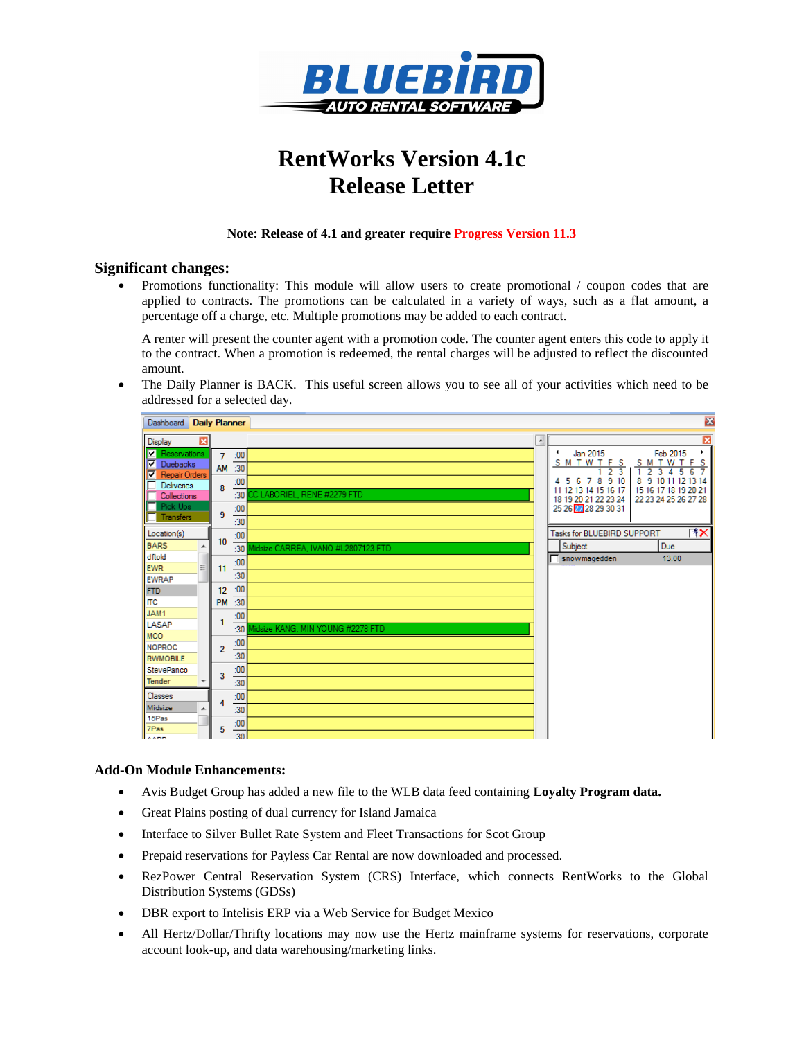# RentWorks Version 4.1c
# Release Letter

**Note: Release of 4.1 and greater require Progress Version 11.3**

## Significant changes:

- Promotions functionality: This module will allow users to create promotional / coupon codes that are applied to contracts. The promotions can be calculated in a variety of ways, such as a flat amount, a percentage off a charge, etc. Multiple promotions may be added to each contract.

  A renter will present the counter agent with a promotion code. The counter agent enters this code to apply it to the contract. When a promotion is redeemed, the rental charges will be adjusted to reflect the discounted amount.

- The Daily Planner is BACK. This useful screen allows you to see all of your activities which need to be addressed for a selected day.

## Add-On Module Enhancements:

- Avis Budget Group has added a new file to the WLB data feed containing **Loyalty Program data.**
- Great Plains posting of dual currency for Island Jamaica
- Interface to Silver Bullet Rate System and Fleet Transactions for Scot Group
- Prepaid reservations for Payless Car Rental are now downloaded and processed.
- RezPower Central Reservation System (CRS) Interface, which connects RentWorks to the Global Distribution Systems (GDSs)
- DBR export to Intelisis ERP via a Web Service for Budget Mexico
- All Hertz/Dollar/Thrifty locations may now use the Hertz mainframe systems for reservations, corporate account look-up, and data warehousing/marketing links.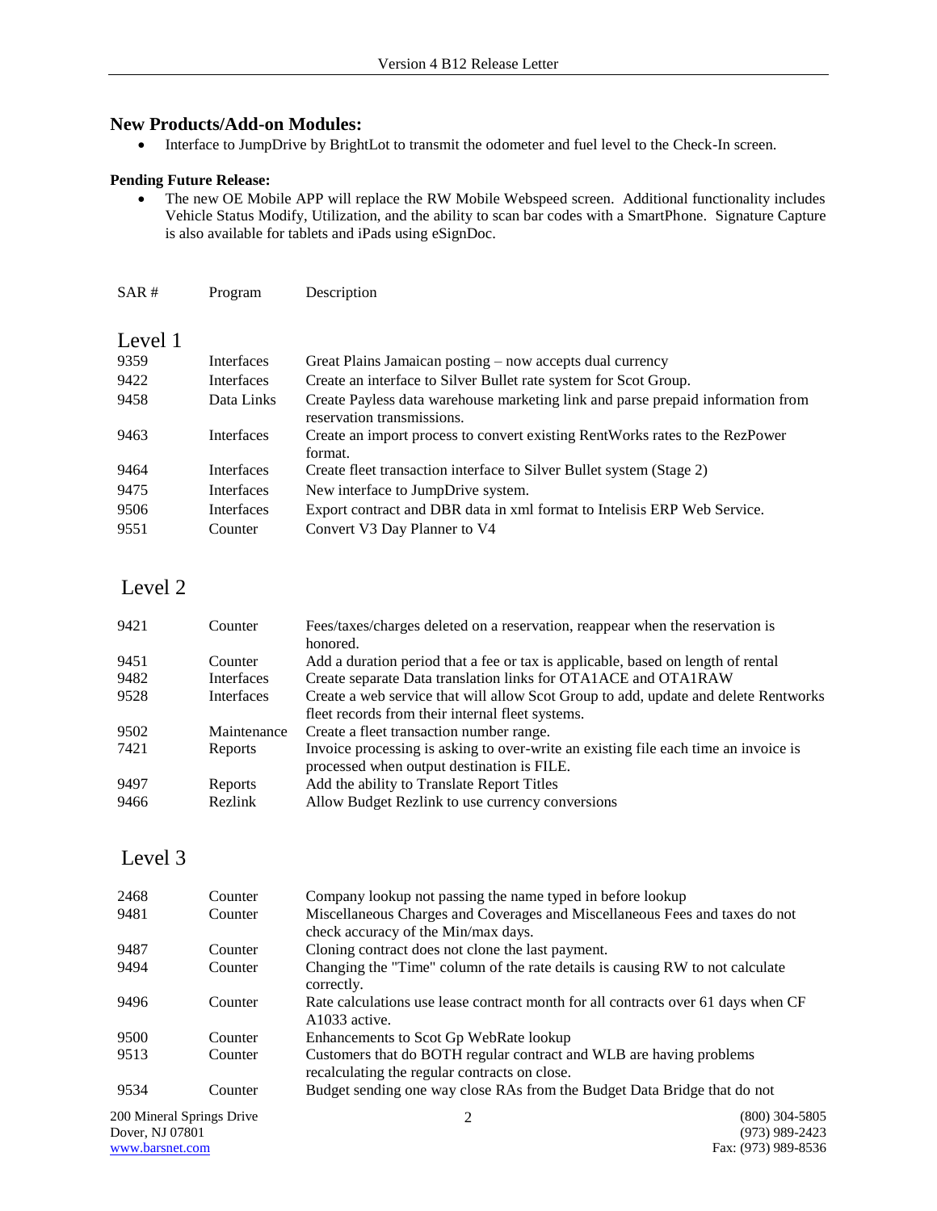## New Products/Add-on Modules:

- Interface to JumpDrive by BrightLot to transmit the odometer and fuel level to the Check-In screen.

**Pending Future Release:**

- The new OE Mobile APP will replace the RW Mobile Webspeed screen. Additional functionality includes Vehicle Status Modify, Utilization, and the ability to scan bar codes with a SmartPhone. Signature Capture is also available for tablets and iPads using eSignDoc.

| SAR # | Program | Description |
|---|---|---|

### Level 1

| SAR # | Program | Description |
|---|---|---|
| 9359 | Interfaces | Great Plains Jamaican posting – now accepts dual currency |
| 9422 | Interfaces | Create an interface to Silver Bullet rate system for Scot Group. |
| 9458 | Data Links | Create Payless data warehouse marketing link and parse prepaid information from reservation transmissions. |
| 9463 | Interfaces | Create an import process to convert existing RentWorks rates to the RezPower format. |
| 9464 | Interfaces | Create fleet transaction interface to Silver Bullet system (Stage 2) |
| 9475 | Interfaces | New interface to JumpDrive system. |
| 9506 | Interfaces | Export contract and DBR data in xml format to Intelisis ERP Web Service. |
| 9551 | Counter | Convert V3 Day Planner to V4 |

### Level 2

| SAR # | Program | Description |
|---|---|---|
| 9421 | Counter | Fees/taxes/charges deleted on a reservation, reappear when the reservation is honored. |
| 9451 | Counter | Add a duration period that a fee or tax is applicable, based on length of rental |
| 9482 | Interfaces | Create separate Data translation links for OTA1ACE and OTA1RAW |
| 9528 | Interfaces | Create a web service that will allow Scot Group to add, update and delete Rentworks fleet records from their internal fleet systems. |
| 9502 | Maintenance | Create a fleet transaction number range. |
| 7421 | Reports | Invoice processing is asking to over-write an existing file each time an invoice is processed when output destination is FILE. |
| 9497 | Reports | Add the ability to Translate Report Titles |
| 9466 | Rezlink | Allow Budget Rezlink to use currency conversions |

### Level 3

| SAR # | Program | Description |
|---|---|---|
| 2468 | Counter | Company lookup not passing the name typed in before lookup |
| 9481 | Counter | Miscellaneous Charges and Coverages and Miscellaneous Fees and taxes do not check accuracy of the Min/max days. |
| 9487 | Counter | Cloning contract does not clone the last payment. |
| 9494 | Counter | Changing the "Time" column of the rate details is causing RW to not calculate correctly. |
| 9496 | Counter | Rate calculations use lease contract month for all contracts over 61 days when CF A1033 active. |
| 9500 | Counter | Enhancements to Scot Gp WebRate lookup |
| 9513 | Counter | Customers that do BOTH regular contract and WLB are having problems recalculating the regular contracts on close. |
| 9534 | Counter | Budget sending one way close RAs from the Budget Data Bridge that do not |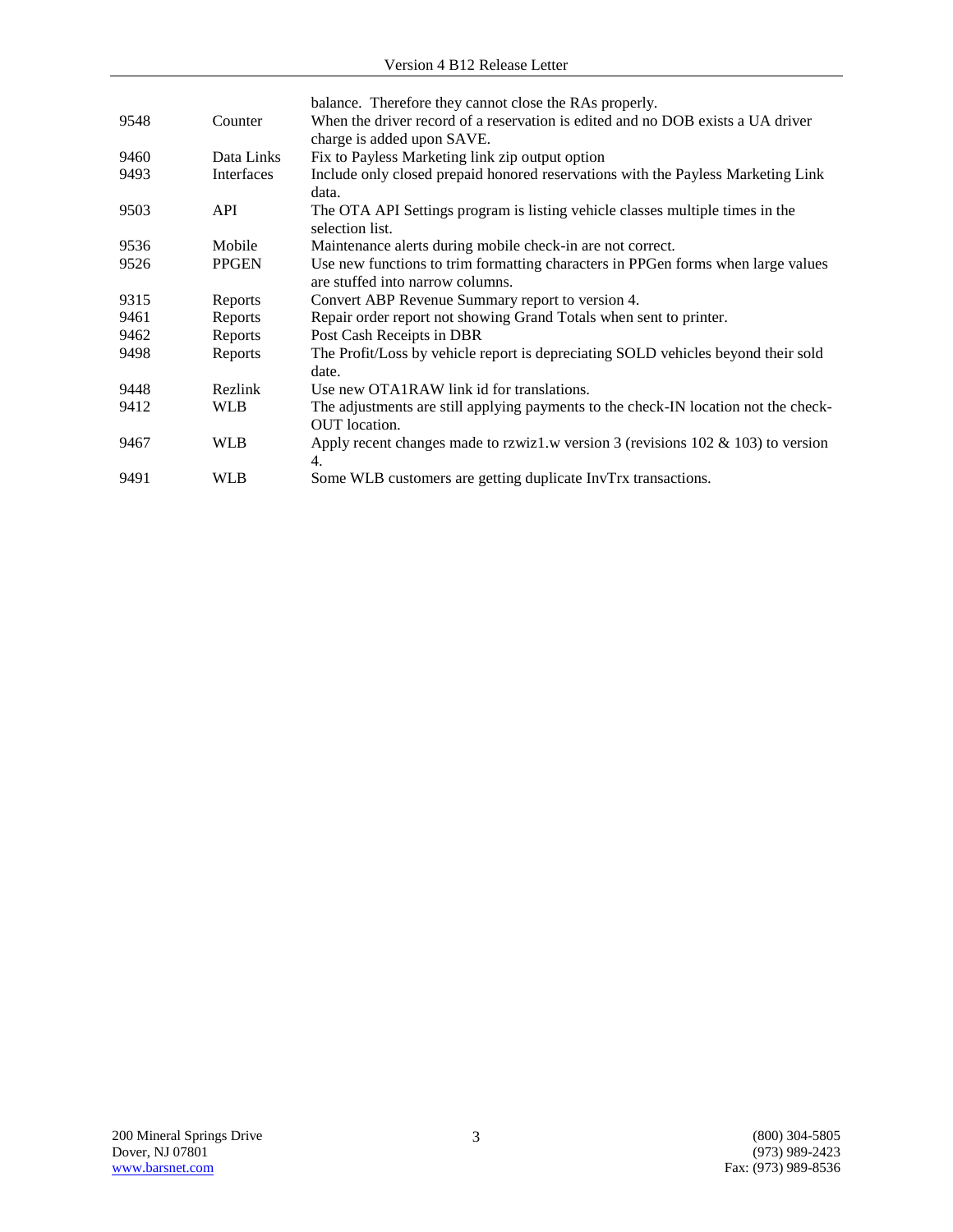| | | |
|---|---|---|
| | | balance. Therefore they cannot close the RAs properly. |
| 9548 | Counter | When the driver record of a reservation is edited and no DOB exists a UA driver charge is added upon SAVE. |
| 9460 | Data Links | Fix to Payless Marketing link zip output option |
| 9493 | Interfaces | Include only closed prepaid honored reservations with the Payless Marketing Link data. |
| 9503 | API | The OTA API Settings program is listing vehicle classes multiple times in the selection list. |
| 9536 | Mobile | Maintenance alerts during mobile check-in are not correct. |
| 9526 | PPGEN | Use new functions to trim formatting characters in PPGen forms when large values are stuffed into narrow columns. |
| 9315 | Reports | Convert ABP Revenue Summary report to version 4. |
| 9461 | Reports | Repair order report not showing Grand Totals when sent to printer. |
| 9462 | Reports | Post Cash Receipts in DBR |
| 9498 | Reports | The Profit/Loss by vehicle report is depreciating SOLD vehicles beyond their sold date. |
| 9448 | Rezlink | Use new OTA1RAW link id for translations. |
| 9412 | WLB | The adjustments are still applying payments to the check-IN location not the check-OUT location. |
| 9467 | WLB | Apply recent changes made to rzwiz1.w version 3 (revisions 102 & 103) to version 4. |
| 9491 | WLB | Some WLB customers are getting duplicate InvTrx transactions. |